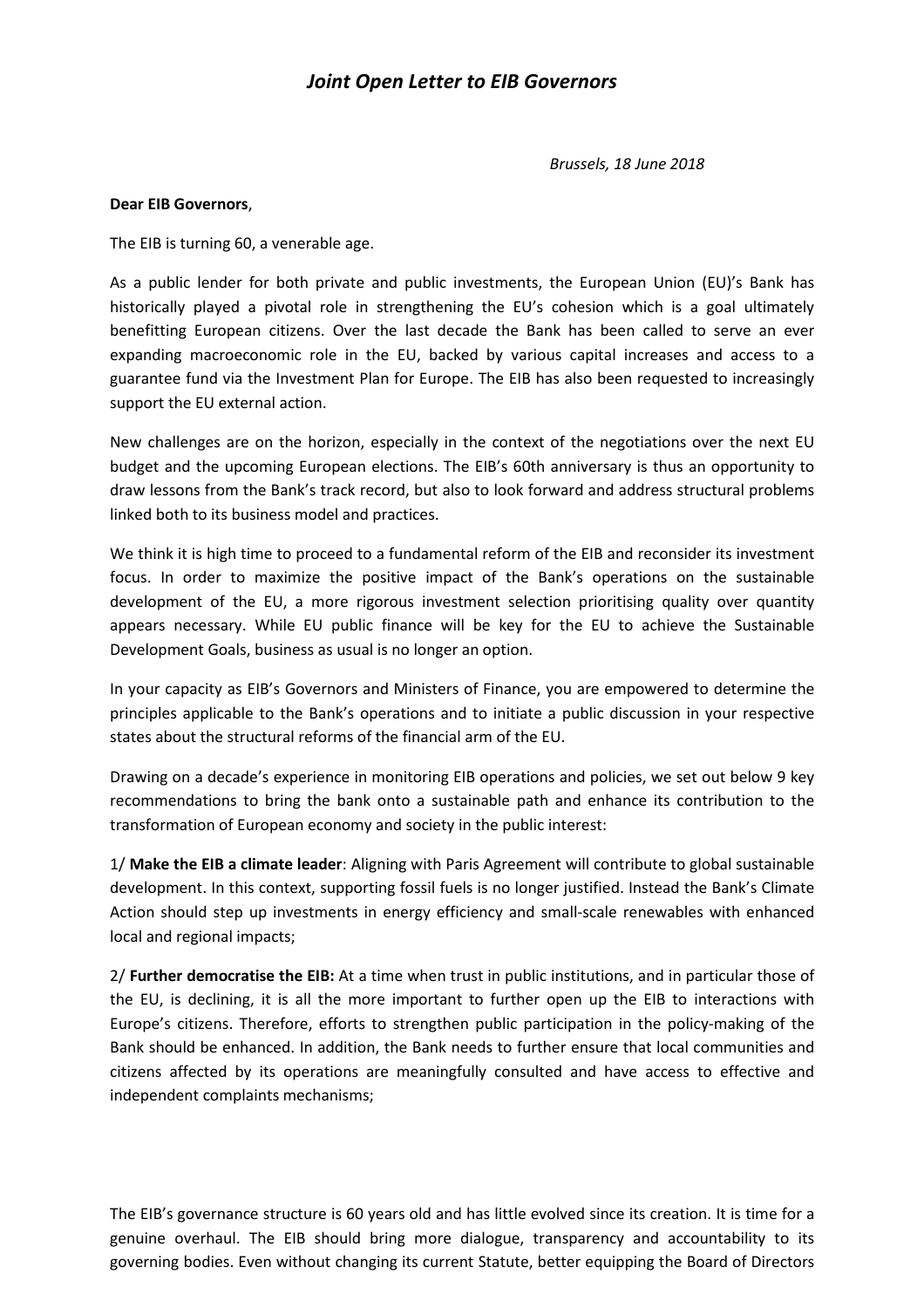# *Joint Open Letter to EIB Governors*

*Brussels, 18 June 2018*

**Dear EIB Governors**,

The EIB is turning 60, a venerable age.

As a public lender for both private and public investments, the European Union (EU)'s Bank has historically played a pivotal role in strengthening the EU's cohesion which is a goal ultimately benefitting European citizens. Over the last decade the Bank has been called to serve an ever expanding macroeconomic role in the EU, backed by various capital increases and access to a guarantee fund via the Investment Plan for Europe. The EIB has also been requested to increasingly support the EU external action.

New challenges are on the horizon, especially in the context of the negotiations over the next EU budget and the upcoming European elections. The EIB's 60th anniversary is thus an opportunity to draw lessons from the Bank's track record, but also to look forward and address structural problems linked both to its business model and practices.

We think it is high time to proceed to a fundamental reform of the EIB and reconsider its investment focus. In order to maximize the positive impact of the Bank's operations on the sustainable development of the EU, a more rigorous investment selection prioritising quality over quantity appears necessary. While EU public finance will be key for the EU to achieve the Sustainable Development Goals, business as usual is no longer an option.

In your capacity as EIB's Governors and Ministers of Finance, you are empowered to determine the principles applicable to the Bank's operations and to initiate a public discussion in your respective states about the structural reforms of the financial arm of the EU.

Drawing on a decade's experience in monitoring EIB operations and policies, we set out below 9 key recommendations to bring the bank onto a sustainable path and enhance its contribution to the transformation of European economy and society in the public interest:

1/ **Make the EIB a climate leader**: Aligning with Paris Agreement will contribute to global sustainable development. In this context, supporting fossil fuels is no longer justified. Instead the Bank's Climate Action should step up investments in energy efficiency and small-scale renewables with enhanced local and regional impacts;

2/ **Further democratise the EIB:** At a time when trust in public institutions, and in particular those of the EU, is declining, it is all the more important to further open up the EIB to interactions with Europe's citizens. Therefore, efforts to strengthen public participation in the policy-making of the Bank should be enhanced. In addition, the Bank needs to further ensure that local communities and citizens affected by its operations are meaningfully consulted and have access to effective and independent complaints mechanisms;

The EIB's governance structure is 60 years old and has little evolved since its creation. It is time for a genuine overhaul. The EIB should bring more dialogue, transparency and accountability to its governing bodies. Even without changing its current Statute, better equipping the Board of Directors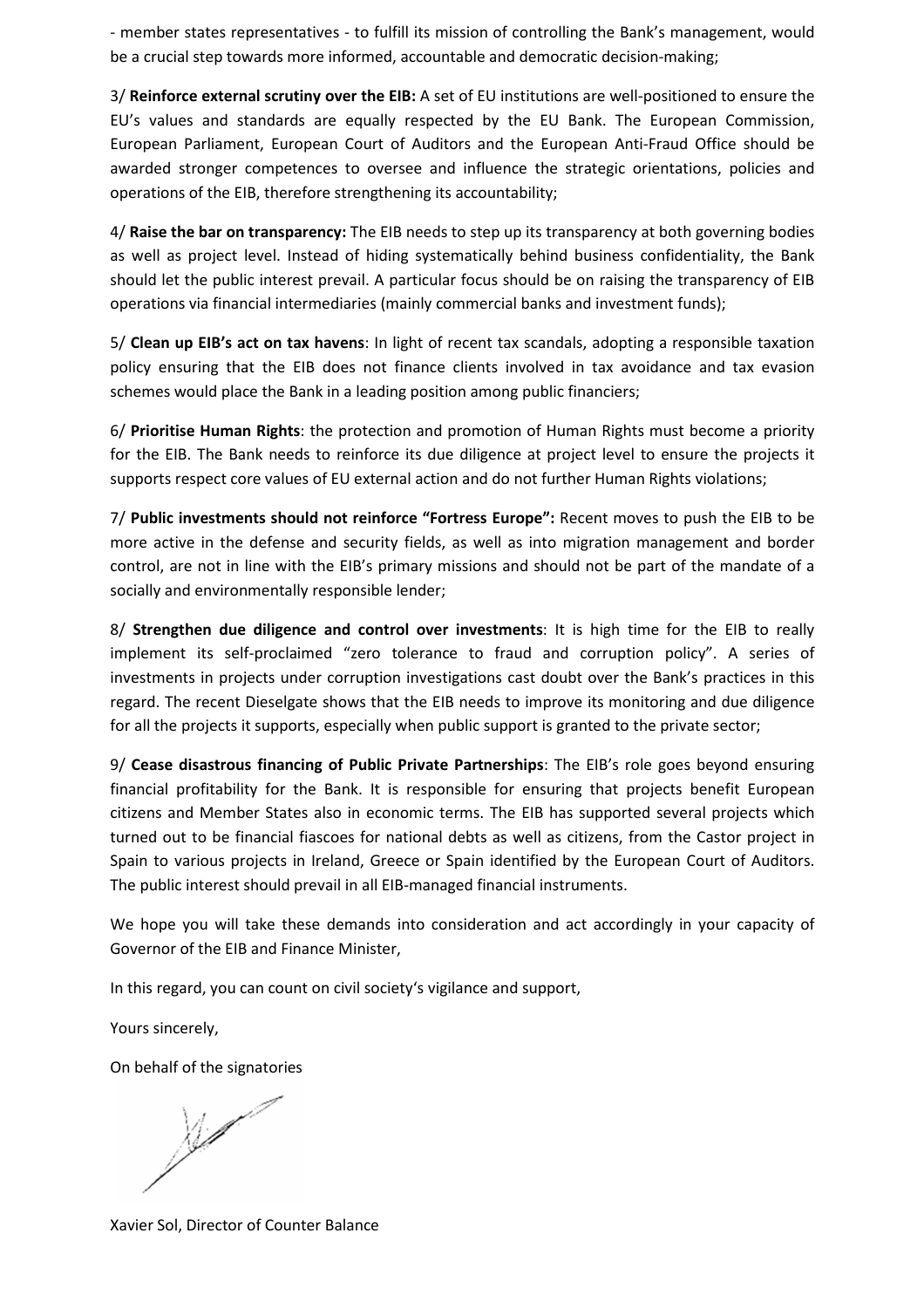- member states representatives - to fulfill its mission of controlling the Bank's management, would be a crucial step towards more informed, accountable and democratic decision-making;

3/ **Reinforce external scrutiny over the EIB:** A set of EU institutions are well-positioned to ensure the EU's values and standards are equally respected by the EU Bank. The European Commission, European Parliament, European Court of Auditors and the European Anti-Fraud Office should be awarded stronger competences to oversee and influence the strategic orientations, policies and operations of the EIB, therefore strengthening its accountability;

4/ **Raise the bar on transparency:** The EIB needs to step up its transparency at both governing bodies as well as project level. Instead of hiding systematically behind business confidentiality, the Bank should let the public interest prevail. A particular focus should be on raising the transparency of EIB operations via financial intermediaries (mainly commercial banks and investment funds);

5/ **Clean up EIB's act on tax havens**: In light of recent tax scandals, adopting a responsible taxation policy ensuring that the EIB does not finance clients involved in tax avoidance and tax evasion schemes would place the Bank in a leading position among public financiers;

6/ **Prioritise Human Rights**: the protection and promotion of Human Rights must become a priority for the EIB. The Bank needs to reinforce its due diligence at project level to ensure the projects it supports respect core values of EU external action and do not further Human Rights violations;

7/ **Public investments should not reinforce "Fortress Europe":** Recent moves to push the EIB to be more active in the defense and security fields, as well as into migration management and border control, are not in line with the EIB's primary missions and should not be part of the mandate of a socially and environmentally responsible lender;

8/ **Strengthen due diligence and control over investments**: It is high time for the EIB to really implement its self-proclaimed "zero tolerance to fraud and corruption policy". A series of investments in projects under corruption investigations cast doubt over the Bank's practices in this regard. The recent Dieselgate shows that the EIB needs to improve its monitoring and due diligence for all the projects it supports, especially when public support is granted to the private sector;

9/ **Cease disastrous financing of Public Private Partnerships**: The EIB's role goes beyond ensuring financial profitability for the Bank. It is responsible for ensuring that projects benefit European citizens and Member States also in economic terms. The EIB has supported several projects which turned out to be financial fiascoes for national debts as well as citizens, from the Castor project in Spain to various projects in Ireland, Greece or Spain identified by the European Court of Auditors. The public interest should prevail in all EIB-managed financial instruments.

We hope you will take these demands into consideration and act accordingly in your capacity of Governor of the EIB and Finance Minister,

In this regard, you can count on civil society's vigilance and support,

Yours sincerely,

On behalf of the signatories

Xavier Sol, Director of Counter Balance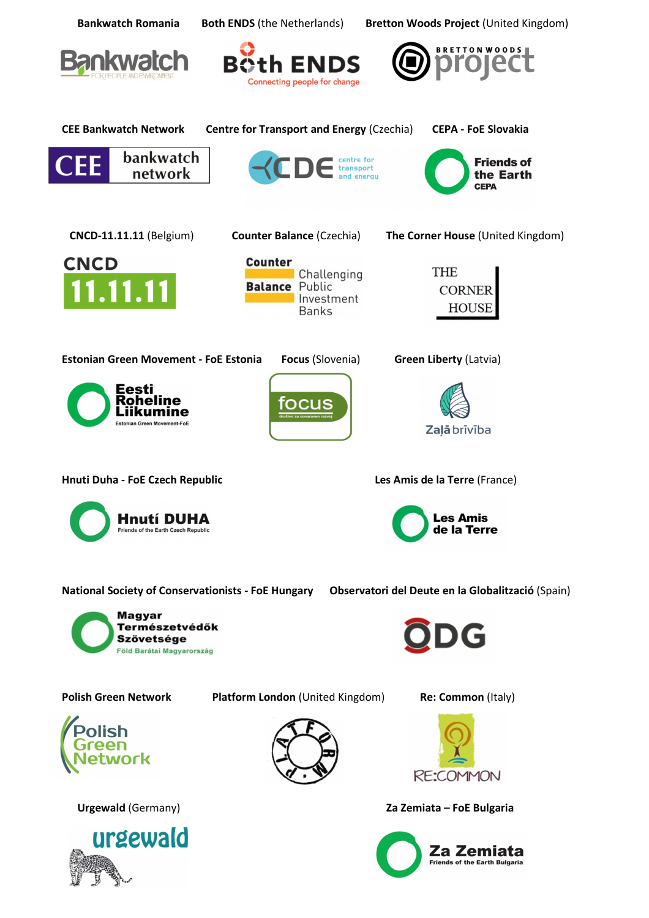**Bankwatch Romania** 

**Both ENDS** (the Netherlands) 

**Bretton Woods Project** (United Kingdom)

**CEE Bankwatch Network** 

**Centre for Transport and Energy** (Czechia) 

**CEPA - FoE Slovakia**

**CNCD-11.11.11** (Belgium) 

**Counter Balance** (Czechia) 

**The Corner House** (United Kingdom)

**Estonian Green Movement - FoE Estonia** 

**Focus** (Slovenia) 

**Green Liberty** (Latvia)

**Hnuti Duha - FoE Czech Republic** 

**Les Amis de la Terre** (France)

**National Society of Conservationists - FoE Hungary** 

**Observatori del Deute en la Globalització** (Spain)

**Polish Green Network** 

**Platform London** (United Kingdom) 

**Re: Common** (Italy)

**Urgewald** (Germany) 

**Za Zemiata – FoE Bulgaria**